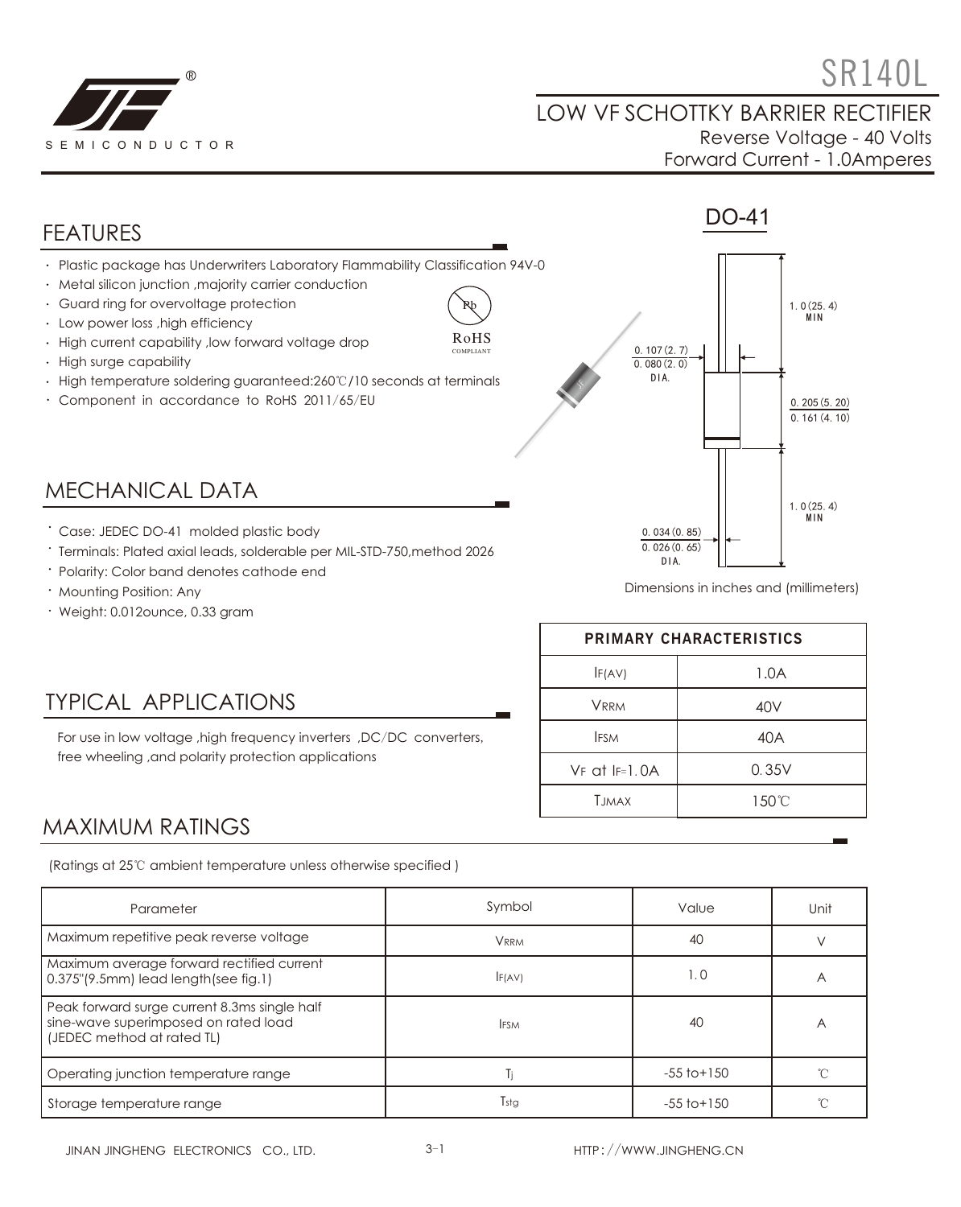# SR140L

## LOW VF SCHOTTKY BARRIER RECTIFIER

Reverse Voltage - 40 Volts
Forward Current - 1.0Amperes

SEMICONDUCTOR

## FEATURES

- Plastic package has Underwriters Laboratory Flammability Classification 94V-0
- Metal silicon junction ,majority carrier conduction
- Guard ring for overvoltage protection
- Low power loss ,high efficiency
- High current capability ,low forward voltage drop
- High surge capability
- High temperature soldering guaranteed:260℃/10 seconds at terminals
- Component in accordance to RoHS 2011/65/EU

RoHS COMPLIANT

DO-41

1.0(25.4) MIN

0.107(2.7)
0.080(2.0)
DIA.

0.205(5.20)
0.161(4.10)

1.0(25.4) MIN

0.034(0.85)
0.026(0.65)
DIA.

Dimensions in inches and (millimeters)

## MECHANICAL DATA

- Case: JEDEC DO-41 molded plastic body
- Terminals: Plated axial leads, solderable per MIL-STD-750,method 2026
- Polarity: Color band denotes cathode end
- Mounting Position: Any
- Weight: 0.012ounce, 0.33 gram

| PRIMARY CHARACTERISTICS | |
|---|---|
| $I_{F(AV)}$ | 1.0A |
| $V_{RRM}$ | 40V |
| $I_{FSM}$ | 40A |
| $V_F$ at $I_F$=1.0A | 0.35V |
| $T_{JMAX}$ | 150℃ |

## TYPICAL APPLICATIONS

For use in low voltage ,high frequency inverters ,DC/DC converters, free wheeling ,and polarity protection applications

## MAXIMUM RATINGS

(Ratings at 25℃ ambient temperature unless otherwise specified )

| Parameter | Symbol | Value | Unit |
|---|---|---|---|
| Maximum repetitive peak reverse voltage | $V_{RRM}$ | 40 | V |
| Maximum average forward rectified current 0.375"(9.5mm) lead length(see fig.1) | $I_{F(AV)}$ | 1.0 | A |
| Peak forward surge current 8.3ms single half sine-wave superimposed on rated load (JEDEC method at rated TL) | $I_{FSM}$ | 40 | A |
| Operating junction temperature range | $T_j$ | -55 to+150 | ℃ |
| Storage temperature range | $T_{stg}$ | -55 to+150 | ℃ |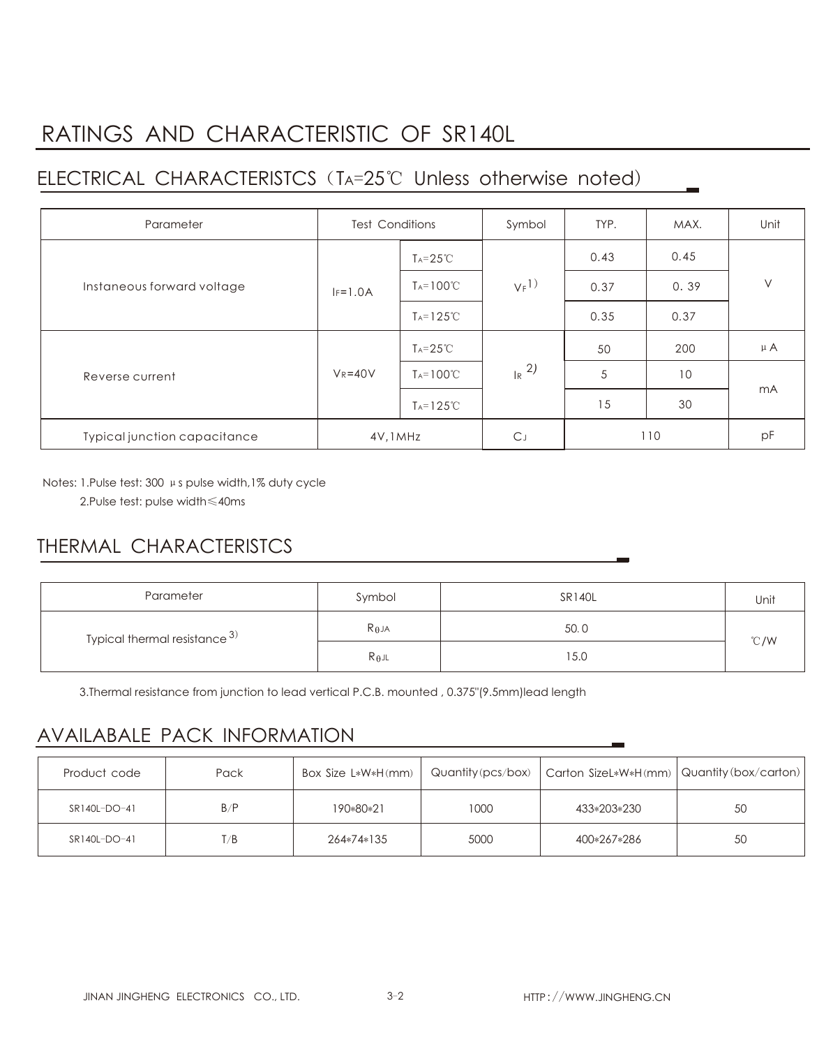# RATINGS AND CHARACTERISTIC OF SR140L

## ELECTRICAL CHARACTERISTCS（$T_A$=25℃ Unless otherwise noted）

| Parameter | Test Conditions | | Symbol | TYP. | MAX. | Unit |
|---|---|---|---|---|---|---|
| Instaneous forward voltage | $I_F$=1.0A | $T_A$=25℃ | $V_F$ 1) | 0.43 | 0.45 | V |
| | | $T_A$=100℃ | | 0.37 | 0. 39 | |
| | | $T_A$=125℃ | | 0.35 | 0.37 | |
| Reverse current | $V_R$=40V | $T_A$=25℃ | $I_R$ 2) | 50 | 200 | μA |
| | | $T_A$=100℃ | | 5 | 10 | mA |
| | | $T_A$=125℃ | | 15 | 30 | |
| Typical junction capacitance | 4V,1MHz | | $C_J$ | 110 | | pF |

Notes: 1.Pulse test: 300 μs pulse width,1% duty cycle

2.Pulse test: pulse width≤40ms

## THERMAL CHARACTERISTCS

| Parameter | Symbol | SR140L | Unit |
|---|---|---|---|
| Typical thermal resistance 3) | $R_{\theta JA}$ | 50.0 | ℃/W |
| | $R_{\theta JL}$ | 15.0 | |

3.Thermal resistance from junction to lead vertical P.C.B. mounted , 0.375"(9.5mm)lead length

## AVAILABALE PACK INFORMATION

| Product code | Pack | Box Size L*W*H(mm) | Quantity(pcs/box) | Carton SizeL*W*H(mm) | Quantity(box/carton) |
|---|---|---|---|---|---|
| SR140L-DO-41 | B/P | 190*80*21 | 1000 | 433*203*230 | 50 |
| SR140L-DO-41 | T/B | 264*74*135 | 5000 | 400*267*286 | 50 |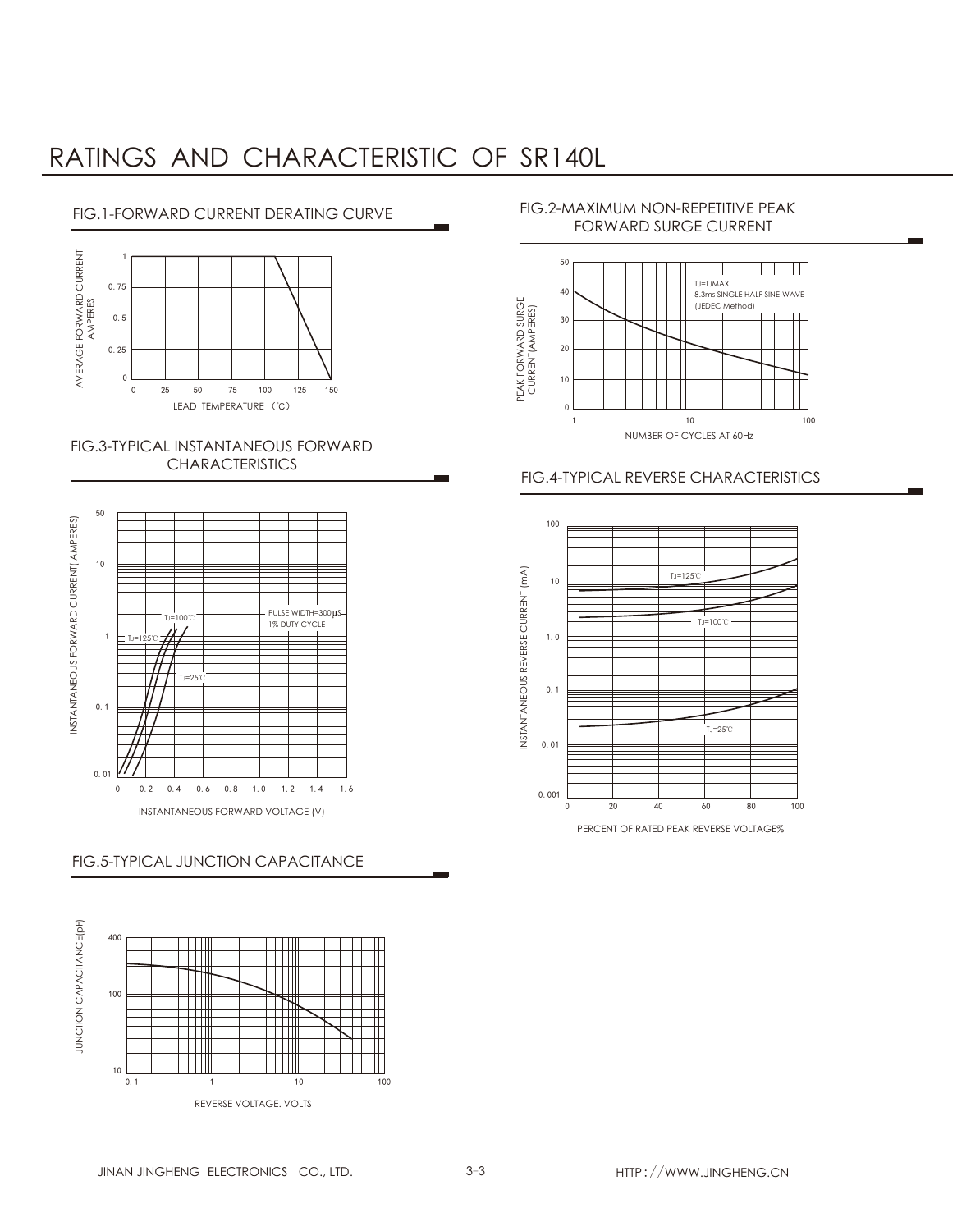# RATINGS AND CHARACTERISTIC OF SR140L

## FIG.1-FORWARD CURRENT DERATING CURVE

AVERAGE FORWARD CURRENT AMPERES

1
0. 75
0. 5
0. 25
0

0 25 50 75 100 125 150

LEAD TEMPERATURE（˚C）

## FIG.2-MAXIMUM NON-REPETITIVE PEAK FORWARD SURGE CURRENT

PEAK FORWARD SURGE CURRENT(AMPERES)

50
40
30
20
10
0

TJ=TJMAX
8.3ms SINGLE HALF SINE-WAVE
(JEDEC Method)

1 10 100

NUMBER OF CYCLES AT 60Hz

## FIG.3-TYPICAL INSTANTANEOUS FORWARD CHARACTERISTICS

INSTANTANEOUS FORWARD CURRENT( AMPERES)

50
10
1
0. 1
0. 01

TJ=100℃
TJ=125℃
TJ=25℃
PULSE WIDTH=300μS
1% DUTY CYCLE

0 0. 2 0. 4 0. 6 0. 8 1. 0 1. 2 1. 4 1. 6

INSTANTANEOUS FORWARD VOLTAGE (V)

## FIG.4-TYPICAL REVERSE CHARACTERISTICS

INSTANTANEOUS REVERSE CURRENT (mA)

100
10
1. 0
0. 1
0. 01
0. 001

TJ=125℃
TJ=100℃
TJ=25℃

0 20 40 60 80 100

PERCENT OF RATED PEAK REVERSE VOLTAGE%

## FIG.5-TYPICAL JUNCTION CAPACITANCE

JUNCTION CAPACITANCE(pF)

400
100
10

0. 1 1 10 100

REVERSE VOLTAGE. VOLTS

JINAN JINGHENG ELECTRONICS CO., LTD.

HTTP：//WWW.JINGHENG.CN